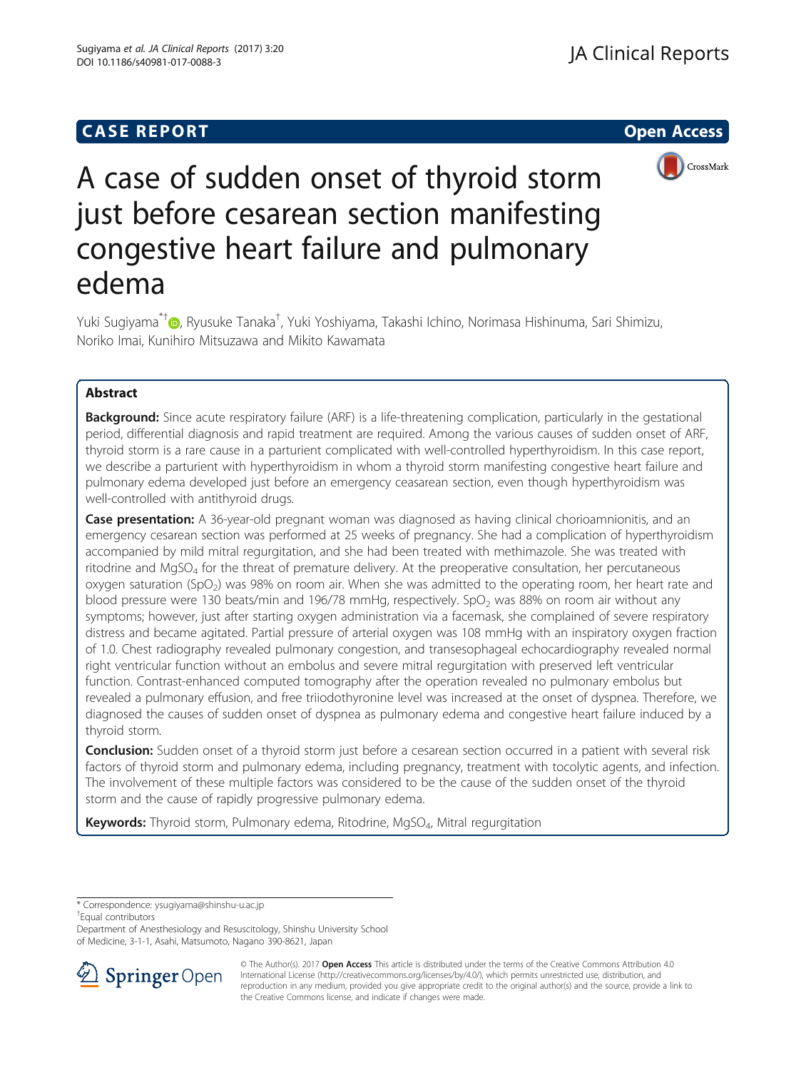CASE REPORT

Open Access

# A case of sudden onset of thyroid storm just before cesarean section manifesting congestive heart failure and pulmonary edema

Yuki Sugiyama[*†], Ryusuke Tanaka[†], Yuki Yoshiyama, Takashi Ichino, Norimasa Hishinuma, Sari Shimizu, Noriko Imai, Kunihiro Mitsuzawa and Mikito Kawamata

## Abstract

**Background:** Since acute respiratory failure (ARF) is a life-threatening complication, particularly in the gestational period, differential diagnosis and rapid treatment are required. Among the various causes of sudden onset of ARF, thyroid storm is a rare cause in a parturient complicated with well-controlled hyperthyroidism. In this case report, we describe a parturient with hyperthyroidism in whom a thyroid storm manifesting congestive heart failure and pulmonary edema developed just before an emergency ceasarean section, even though hyperthyroidism was well-controlled with antithyroid drugs.

**Case presentation:** A 36-year-old pregnant woman was diagnosed as having clinical chorioamnionitis, and an emergency cesarean section was performed at 25 weeks of pregnancy. She had a complication of hyperthyroidism accompanied by mild mitral regurgitation, and she had been treated with methimazole. She was treated with ritodrine and $MgSO_4$ for the threat of premature delivery. At the preoperative consultation, her percutaneous oxygen saturation ($SpO_2$) was 98% on room air. When she was admitted to the operating room, her heart rate and blood pressure were 130 beats/min and 196/78 mmHg, respectively. $SpO_2$ was 88% on room air without any symptoms; however, just after starting oxygen administration via a facemask, she complained of severe respiratory distress and became agitated. Partial pressure of arterial oxygen was 108 mmHg with an inspiratory oxygen fraction of 1.0. Chest radiography revealed pulmonary congestion, and transesophageal echocardiography revealed normal right ventricular function without an embolus and severe mitral regurgitation with preserved left ventricular function. Contrast-enhanced computed tomography after the operation revealed no pulmonary embolus but revealed a pulmonary effusion, and free triiodothyronine level was increased at the onset of dyspnea. Therefore, we diagnosed the causes of sudden onset of dyspnea as pulmonary edema and congestive heart failure induced by a thyroid storm.

**Conclusion:** Sudden onset of a thyroid storm just before a cesarean section occurred in a patient with several risk factors of thyroid storm and pulmonary edema, including pregnancy, treatment with tocolytic agents, and infection. The involvement of these multiple factors was considered to be the cause of the sudden onset of the thyroid storm and the cause of rapidly progressive pulmonary edema.

**Keywords:** Thyroid storm, Pulmonary edema, Ritodrine, $MgSO_4$, Mitral regurgitation

\* Correspondence: ysugiyama@shinshu-u.ac.jp

[†]Equal contributors

Department of Anesthesiology and Resuscitology, Shinshu University School of Medicine, 3-1-1, Asahi, Matsumoto, Nagano 390-8621, Japan

© The Author(s). 2017 **Open Access** This article is distributed under the terms of the Creative Commons Attribution 4.0 International License (http://creativecommons.org/licenses/by/4.0/), which permits unrestricted use, distribution, and reproduction in any medium, provided you give appropriate credit to the original author(s) and the source, provide a link to the Creative Commons license, and indicate if changes were made.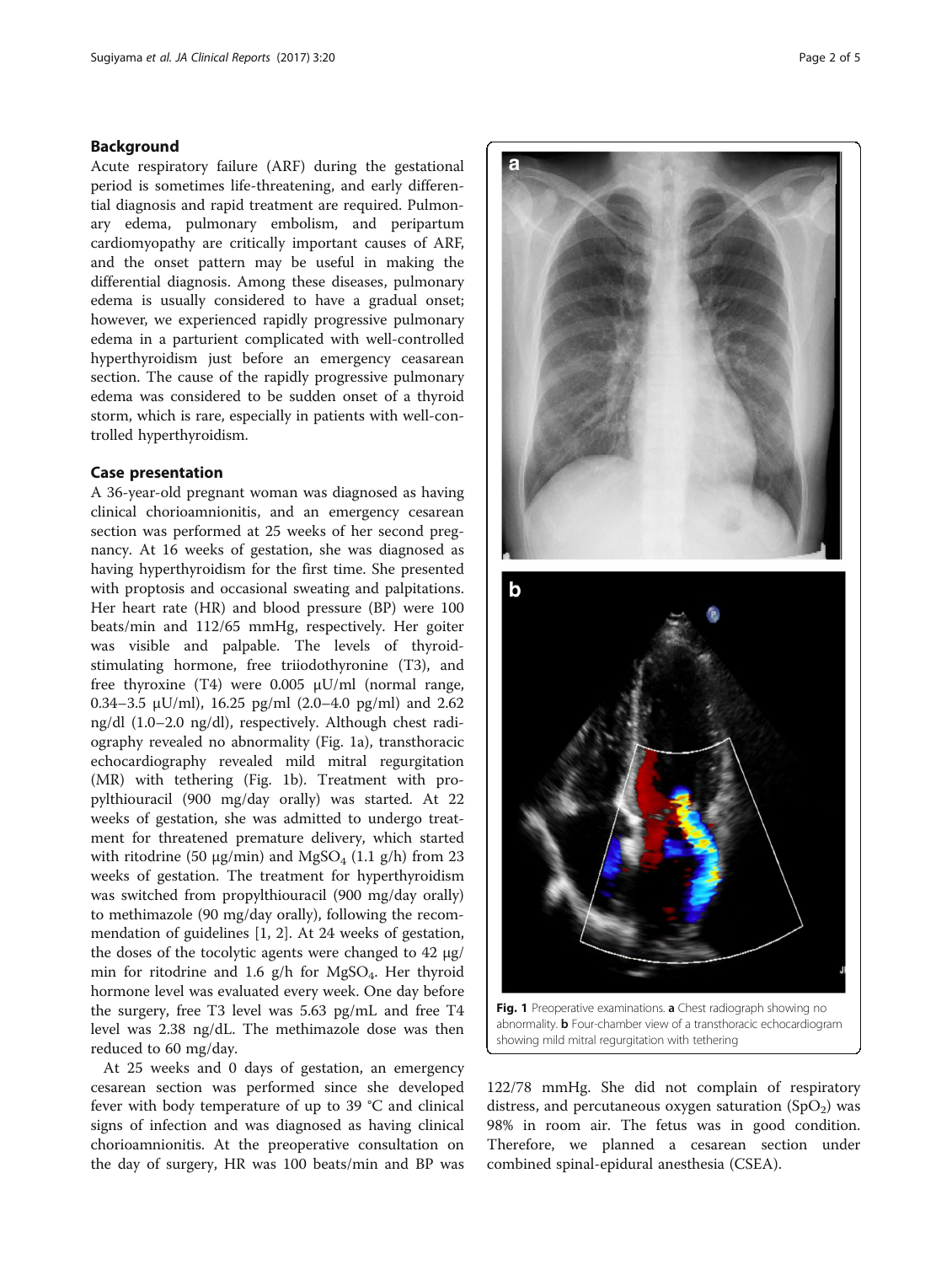## Background

Acute respiratory failure (ARF) during the gestational period is sometimes life-threatening, and early differential diagnosis and rapid treatment are required. Pulmonary edema, pulmonary embolism, and peripartum cardiomyopathy are critically important causes of ARF, and the onset pattern may be useful in making the differential diagnosis. Among these diseases, pulmonary edema is usually considered to have a gradual onset; however, we experienced rapidly progressive pulmonary edema in a parturient complicated with well-controlled hyperthyroidism just before an emergency ceasarean section. The cause of the rapidly progressive pulmonary edema was considered to be sudden onset of a thyroid storm, which is rare, especially in patients with well-controlled hyperthyroidism.

## Case presentation

A 36-year-old pregnant woman was diagnosed as having clinical chorioamnionitis, and an emergency cesarean section was performed at 25 weeks of her second pregnancy. At 16 weeks of gestation, she was diagnosed as having hyperthyroidism for the first time. She presented with proptosis and occasional sweating and palpitations. Her heart rate (HR) and blood pressure (BP) were 100 beats/min and 112/65 mmHg, respectively. Her goiter was visible and palpable. The levels of thyroid-stimulating hormone, free triiodothyronine (T3), and free thyroxine (T4) were 0.005 μU/ml (normal range, 0.34–3.5 μU/ml), 16.25 pg/ml (2.0–4.0 pg/ml) and 2.62 ng/dl (1.0–2.0 ng/dl), respectively. Although chest radiography revealed no abnormality (Fig. 1a), transthoracic echocardiography revealed mild mitral regurgitation (MR) with tethering (Fig. 1b). Treatment with propylthiouracil (900 mg/day orally) was started. At 22 weeks of gestation, she was admitted to undergo treatment for threatened premature delivery, which started with ritodrine (50 μg/min) and $MgSO_4$ (1.1 g/h) from 23 weeks of gestation. The treatment for hyperthyroidism was switched from propylthiouracil (900 mg/day orally) to methimazole (90 mg/day orally), following the recommendation of guidelines [1, 2]. At 24 weeks of gestation, the doses of the tocolytic agents were changed to 42 μg/min for ritodrine and 1.6 g/h for $MgSO_4$. Her thyroid hormone level was evaluated every week. One day before the surgery, free T3 level was 5.63 pg/mL and free T4 level was 2.38 ng/dL. The methimazole dose was then reduced to 60 mg/day.

At 25 weeks and 0 days of gestation, an emergency cesarean section was performed since she developed fever with body temperature of up to 39 °C and clinical signs of infection and was diagnosed as having clinical chorioamnionitis. At the preoperative consultation on the day of surgery, HR was 100 beats/min and BP was 122/78 mmHg. She did not complain of respiratory distress, and percutaneous oxygen saturation ($SpO_2$) was 98% in room air. The fetus was in good condition. Therefore, we planned a cesarean section under combined spinal-epidural anesthesia (CSEA).

**Fig. 1** Preoperative examinations. **a** Chest radiograph showing no abnormality. **b** Four-chamber view of a transthoracic echocardiogram showing mild mitral regurgitation with tethering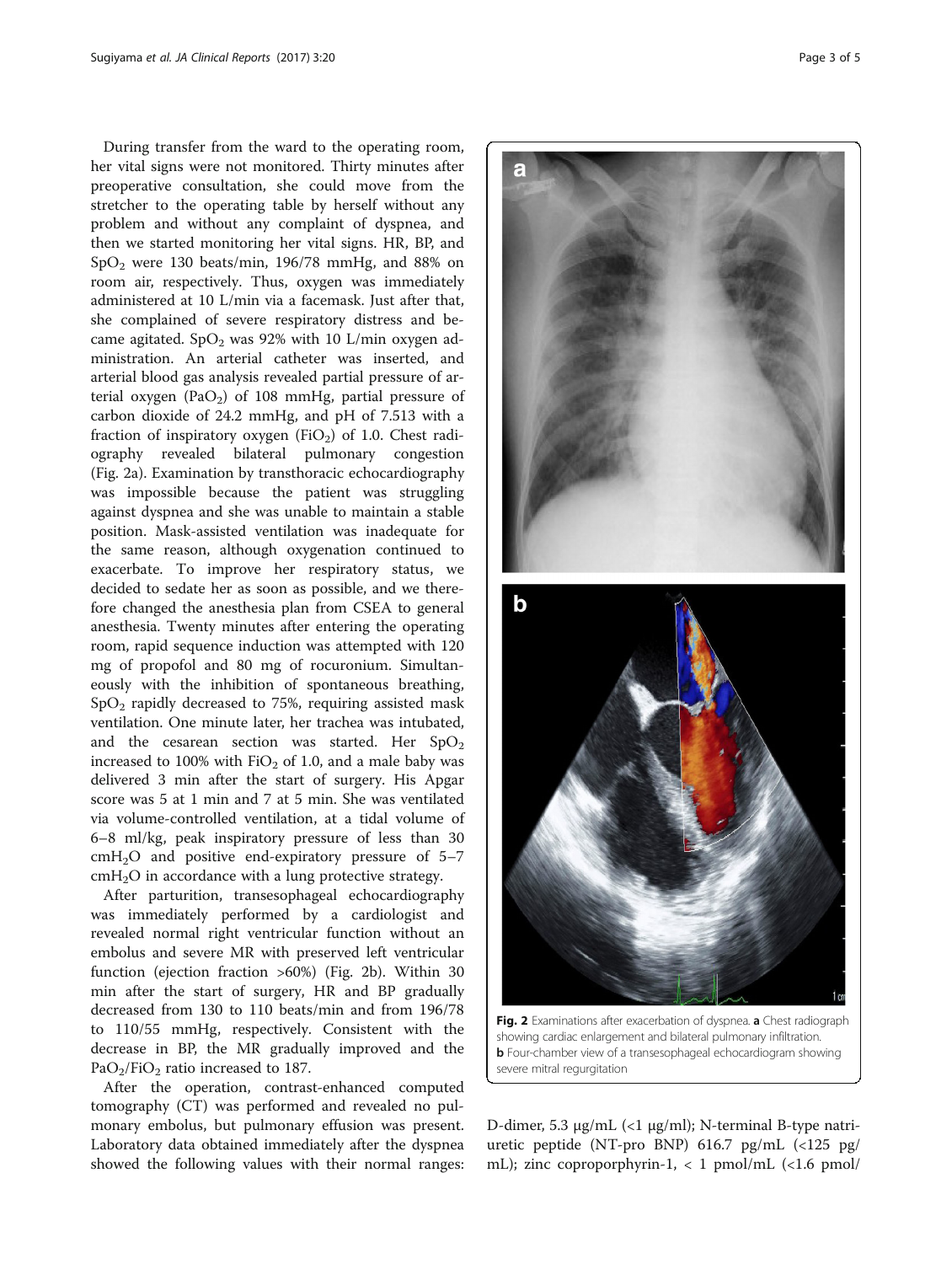During transfer from the ward to the operating room, her vital signs were not monitored. Thirty minutes after preoperative consultation, she could move from the stretcher to the operating table by herself without any problem and without any complaint of dyspnea, and then we started monitoring her vital signs. HR, BP, and $SpO_2$ were 130 beats/min, 196/78 mmHg, and 88% on room air, respectively. Thus, oxygen was immediately administered at 10 L/min via a facemask. Just after that, she complained of severe respiratory distress and became agitated. $SpO_2$ was 92% with 10 L/min oxygen administration. An arterial catheter was inserted, and arterial blood gas analysis revealed partial pressure of arterial oxygen ($PaO_2$) of 108 mmHg, partial pressure of carbon dioxide of 24.2 mmHg, and pH of 7.513 with a fraction of inspiratory oxygen ($FiO_2$) of 1.0. Chest radiography revealed bilateral pulmonary congestion (Fig. 2a). Examination by transthoracic echocardiography was impossible because the patient was struggling against dyspnea and she was unable to maintain a stable position. Mask-assisted ventilation was inadequate for the same reason, although oxygenation continued to exacerbate. To improve her respiratory status, we decided to sedate her as soon as possible, and we therefore changed the anesthesia plan from CSEA to general anesthesia. Twenty minutes after entering the operating room, rapid sequence induction was attempted with 120 mg of propofol and 80 mg of rocuronium. Simultaneously with the inhibition of spontaneous breathing, $SpO_2$ rapidly decreased to 75%, requiring assisted mask ventilation. One minute later, her trachea was intubated, and the cesarean section was started. Her $SpO_2$ increased to 100% with $FiO_2$ of 1.0, and a male baby was delivered 3 min after the start of surgery. His Apgar score was 5 at 1 min and 7 at 5 min. She was ventilated via volume-controlled ventilation, at a tidal volume of 6–8 ml/kg, peak inspiratory pressure of less than 30 $cmH_2O$ and positive end-expiratory pressure of 5–7 $cmH_2O$ in accordance with a lung protective strategy.

After parturition, transesophageal echocardiography was immediately performed by a cardiologist and revealed normal right ventricular function without an embolus and severe MR with preserved left ventricular function (ejection fraction >60%) (Fig. 2b). Within 30 min after the start of surgery, HR and BP gradually decreased from 130 to 110 beats/min and from 196/78 to 110/55 mmHg, respectively. Consistent with the decrease in BP, the MR gradually improved and the $PaO_2/FiO_2$ ratio increased to 187.

After the operation, contrast-enhanced computed tomography (CT) was performed and revealed no pulmonary embolus, but pulmonary effusion was present. Laboratory data obtained immediately after the dyspnea showed the following values with their normal ranges: D-dimer, 5.3 μg/mL (<1 μg/ml); N-terminal B-type natriuretic peptide (NT-pro BNP) 616.7 pg/mL (<125 pg/mL); zinc coproporphyrin-1, < 1 pmol/mL (<1.6 pmol/

**Fig. 2** Examinations after exacerbation of dyspnea. **a** Chest radiograph showing cardiac enlargement and bilateral pulmonary infiltration. **b** Four-chamber view of a transesophageal echocardiogram showing severe mitral regurgitation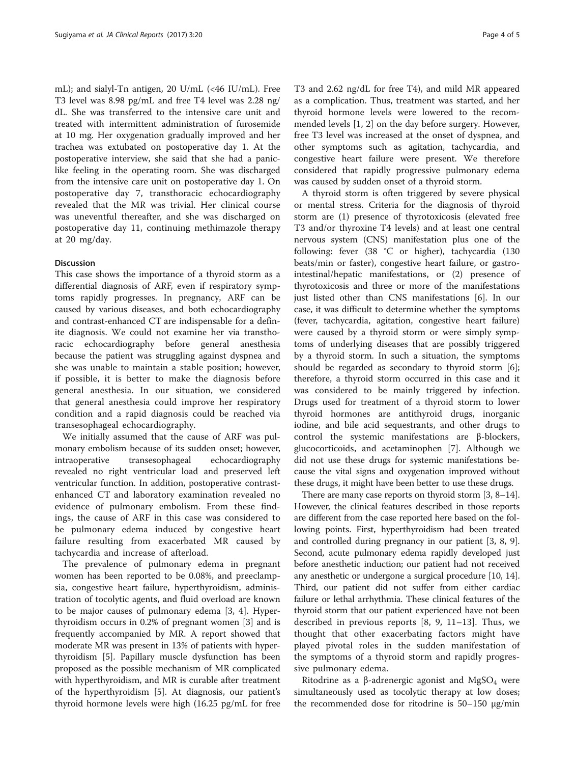mL); and sialyl-Tn antigen, 20 U/mL (<46 IU/mL). Free T3 level was 8.98 pg/mL and free T4 level was 2.28 ng/dL. She was transferred to the intensive care unit and treated with intermittent administration of furosemide at 10 mg. Her oxygenation gradually improved and her trachea was extubated on postoperative day 1. At the postoperative interview, she said that she had a panic-like feeling in the operating room. She was discharged from the intensive care unit on postoperative day 1. On postoperative day 7, transthoracic echocardiography revealed that the MR was trivial. Her clinical course was uneventful thereafter, and she was discharged on postoperative day 11, continuing methimazole therapy at 20 mg/day.

## Discussion

This case shows the importance of a thyroid storm as a differential diagnosis of ARF, even if respiratory symptoms rapidly progresses. In pregnancy, ARF can be caused by various diseases, and both echocardiography and contrast-enhanced CT are indispensable for a definite diagnosis. We could not examine her via transthoracic echocardiography before general anesthesia because the patient was struggling against dyspnea and she was unable to maintain a stable position; however, if possible, it is better to make the diagnosis before general anesthesia. In our situation, we considered that general anesthesia could improve her respiratory condition and a rapid diagnosis could be reached via transesophageal echocardiography.

We initially assumed that the cause of ARF was pulmonary embolism because of its sudden onset; however, intraoperative transesophageal echocardiography revealed no right ventricular load and preserved left ventricular function. In addition, postoperative contrast-enhanced CT and laboratory examination revealed no evidence of pulmonary embolism. From these findings, the cause of ARF in this case was considered to be pulmonary edema induced by congestive heart failure resulting from exacerbated MR caused by tachycardia and increase of afterload.

The prevalence of pulmonary edema in pregnant women has been reported to be 0.08%, and preeclampsia, congestive heart failure, hyperthyroidism, administration of tocolytic agents, and fluid overload are known to be major causes of pulmonary edema [3, 4]. Hyperthyroidism occurs in 0.2% of pregnant women [3] and is frequently accompanied by MR. A report showed that moderate MR was present in 13% of patients with hyperthyroidism [5]. Papillary muscle dysfunction has been proposed as the possible mechanism of MR complicated with hyperthyroidism, and MR is curable after treatment of the hyperthyroidism [5]. At diagnosis, our patient's thyroid hormone levels were high (16.25 pg/mL for free T3 and 2.62 ng/dL for free T4), and mild MR appeared as a complication. Thus, treatment was started, and her thyroid hormone levels were lowered to the recommended levels [1, 2] on the day before surgery. However, free T3 level was increased at the onset of dyspnea, and other symptoms such as agitation, tachycardia, and congestive heart failure were present. We therefore considered that rapidly progressive pulmonary edema was caused by sudden onset of a thyroid storm.

A thyroid storm is often triggered by severe physical or mental stress. Criteria for the diagnosis of thyroid storm are (1) presence of thyrotoxicosis (elevated free T3 and/or thyroxine T4 levels) and at least one central nervous system (CNS) manifestation plus one of the following: fever (38 °C or higher), tachycardia (130 beats/min or faster), congestive heart failure, or gastrointestinal/hepatic manifestations, or (2) presence of thyrotoxicosis and three or more of the manifestations just listed other than CNS manifestations [6]. In our case, it was difficult to determine whether the symptoms (fever, tachycardia, agitation, congestive heart failure) were caused by a thyroid storm or were simply symptoms of underlying diseases that are possibly triggered by a thyroid storm. In such a situation, the symptoms should be regarded as secondary to thyroid storm [6]; therefore, a thyroid storm occurred in this case and it was considered to be mainly triggered by infection. Drugs used for treatment of a thyroid storm to lower thyroid hormones are antithyroid drugs, inorganic iodine, and bile acid sequestrants, and other drugs to control the systemic manifestations are β-blockers, glucocorticoids, and acetaminophen [7]. Although we did not use these drugs for systemic manifestations because the vital signs and oxygenation improved without these drugs, it might have been better to use these drugs.

There are many case reports on thyroid storm [3, 8–14]. However, the clinical features described in those reports are different from the case reported here based on the following points. First, hyperthyroidism had been treated and controlled during pregnancy in our patient [3, 8, 9]. Second, acute pulmonary edema rapidly developed just before anesthetic induction; our patient had not received any anesthetic or undergone a surgical procedure [10, 14]. Third, our patient did not suffer from either cardiac failure or lethal arrhythmia. These clinical features of the thyroid storm that our patient experienced have not been described in previous reports [8, 9, 11–13]. Thus, we thought that other exacerbating factors might have played pivotal roles in the sudden manifestation of the symptoms of a thyroid storm and rapidly progressive pulmonary edema.

Ritodrine as a β-adrenergic agonist and $MgSO_4$ were simultaneously used as tocolytic therapy at low doses; the recommended dose for ritodrine is 50–150 μg/min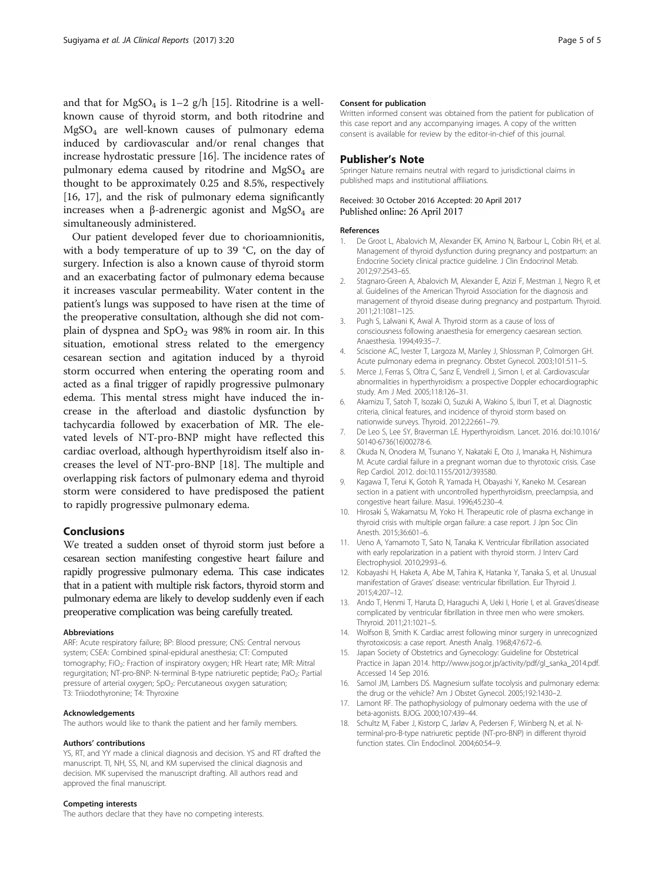and that for $MgSO_4$ is 1–2 g/h [15]. Ritodrine is a well-known cause of thyroid storm, and both ritodrine and $MgSO_4$ are well-known causes of pulmonary edema induced by cardiovascular and/or renal changes that increase hydrostatic pressure [16]. The incidence rates of pulmonary edema caused by ritodrine and $MgSO_4$ are thought to be approximately 0.25 and 8.5%, respectively [16, 17], and the risk of pulmonary edema significantly increases when a β-adrenergic agonist and $MgSO_4$ are simultaneously administered.

Our patient developed fever due to chorioamnionitis, with a body temperature of up to 39 °C, on the day of surgery. Infection is also a known cause of thyroid storm and an exacerbating factor of pulmonary edema because it increases vascular permeability. Water content in the patient's lungs was supposed to have risen at the time of the preoperative consultation, although she did not complain of dyspnea and $SpO_2$ was 98% in room air. In this situation, emotional stress related to the emergency cesarean section and agitation induced by a thyroid storm occurred when entering the operating room and acted as a final trigger of rapidly progressive pulmonary edema. This mental stress might have induced the increase in the afterload and diastolic dysfunction by tachycardia followed by exacerbation of MR. The elevated levels of NT-pro-BNP might have reflected this cardiac overload, although hyperthyroidism itself also increases the level of NT-pro-BNP [18]. The multiple and overlapping risk factors of pulmonary edema and thyroid storm were considered to have predisposed the patient to rapidly progressive pulmonary edema.

## Conclusions

We treated a sudden onset of thyroid storm just before a cesarean section manifesting congestive heart failure and rapidly progressive pulmonary edema. This case indicates that in a patient with multiple risk factors, thyroid storm and pulmonary edema are likely to develop suddenly even if each preoperative complication was being carefully treated.

#### Abbreviations

ARF: Acute respiratory failure; BP: Blood pressure; CNS: Central nervous system; CSEA: Combined spinal-epidural anesthesia; CT: Computed tomography; $FiO_2$: Fraction of inspiratory oxygen; HR: Heart rate; MR: Mitral regurgitation; NT-pro-BNP: N-terminal B-type natriuretic peptide; $PaO_2$: Partial pressure of arterial oxygen; $SpO_2$: Percutaneous oxygen saturation; T3: Triiodothyronine; T4: Thyroxine

#### Acknowledgements

The authors would like to thank the patient and her family members.

#### Authors' contributions

YS, RT, and YY made a clinical diagnosis and decision. YS and RT drafted the manuscript. TI, NH, SS, NI, and KM supervised the clinical diagnosis and decision. MK supervised the manuscript drafting. All authors read and approved the final manuscript.

#### Competing interests

The authors declare that they have no competing interests.

#### Consent for publication

Written informed consent was obtained from the patient for publication of this case report and any accompanying images. A copy of the written consent is available for review by the editor-in-chief of this journal.

### Publisher's Note

Springer Nature remains neutral with regard to jurisdictional claims in published maps and institutional affiliations.

Received: 30 October 2016 Accepted: 20 April 2017
Published online: 26 April 2017

#### References

1. De Groot L, Abalovich M, Alexander EK, Amino N, Barbour L, Cobin RH, et al. Management of thyroid dysfunction during pregnancy and postpartum: an Endocrine Society clinical practice guideline. J Clin Endocrinol Metab. 2012;97:2543–65.
2. Stagnaro-Green A, Abalovich M, Alexander E, Azizi F, Mestman J, Negro R, et al. Guidelines of the American Thyroid Association for the diagnosis and management of thyroid disease during pregnancy and postpartum. Thyroid. 2011;21:1081–125.
3. Pugh S, Lalwani K, Awal A. Thyroid storm as a cause of loss of consciousness following anaesthesia for emergency caesarean section. Anaesthesia. 1994;49:35–7.
4. Sciscione AC, Ivester T, Largoza M, Manley J, Shlossman P, Colmorgen GH. Acute pulmonary edema in pregnancy. Obstet Gynecol. 2003;101:511–5.
5. Merce J, Ferras S, Oltra C, Sanz E, Vendrell J, Simon I, et al. Cardiovascular abnormalities in hyperthyroidism: a prospective Doppler echocardiographic study. Am J Med. 2005;118:126–31.
6. Akamizu T, Satoh T, Isozaki O, Suzuki A, Wakino S, Iburi T, et al. Diagnostic criteria, clinical features, and incidence of thyroid storm based on nationwide surveys. Thyroid. 2012;22:661–79.
7. De Leo S, Lee SY, Braverman LE. Hyperthyroidism. Lancet. 2016. doi:10.1016/S0140-6736(16)00278-6.
8. Okuda N, Onodera M, Tsunano Y, Nakataki E, Oto J, Imanaka H, Nishimura M. Acute cardial failure in a pregnant woman due to thyrotoxic crisis. Case Rep Cardiol. 2012. doi:10.1155/2012/393580.
9. Kagawa T, Terui K, Gotoh R, Yamada H, Obayashi Y, Kaneko M. Cesarean section in a patient with uncontrolled hyperthyroidism, preeclampsia, and congestive heart failure. Masui. 1996;45:230–4.
10. Hirosaki S, Wakamatsu M, Yoko H. Therapeutic role of plasma exchange in thyroid crisis with multiple organ failure: a case report. J Jpn Soc Clin Anesth. 2015;36:601–6.
11. Ueno A, Yamamoto T, Sato N, Tanaka K. Ventricular fibrillation associated with early repolarization in a patient with thyroid storm. J Interv Card Electrophysiol. 2010;29:93–6.
12. Kobayashi H, Haketa A, Abe M, Tahira K, Hatanka Y, Tanaka S, et al. Unusual manifestation of Graves' disease: ventricular fibrillation. Eur Thyroid J. 2015;4:207–12.
13. Ando T, Henmi T, Haruta D, Haraguchi A, Ueki I, Horie I, et al. Graves'disease complicated by ventricular fibrillation in three men who were smokers. Thyroid. 2011;21:1021–5.
14. Wolfson B, Smith K. Cardiac arrest following minor surgery in unrecognized thyrotoxicosis: a case report. Anesth Analg. 1968;47:672–6.
15. Japan Society of Obstetrics and Gynecology: Guideline for Obstetrical Practice in Japan 2014. http://www.jsog.or.jp/activity/pdf/gl_sanka_2014.pdf. Accessed 14 Sep 2016.
16. Samol JM, Lambers DS. Magnesium sulfate tocolysis and pulmonary edema: the drug or the vehicle? Am J Obstet Gynecol. 2005;192:1430–2.
17. Lamont RF. The pathophysiology of pulmonary oedema with the use of beta-agonists. BJOG. 2000;107:439–44.
18. Schultz M, Faber J, Kistorp C, Jarløv A, Pedersen F, Wiinberg N, et al. N-terminal-pro-B-type natriuretic peptide (NT-pro-BNP) in different thyroid function states. Clin Endoclinol. 2004;60:54–9.